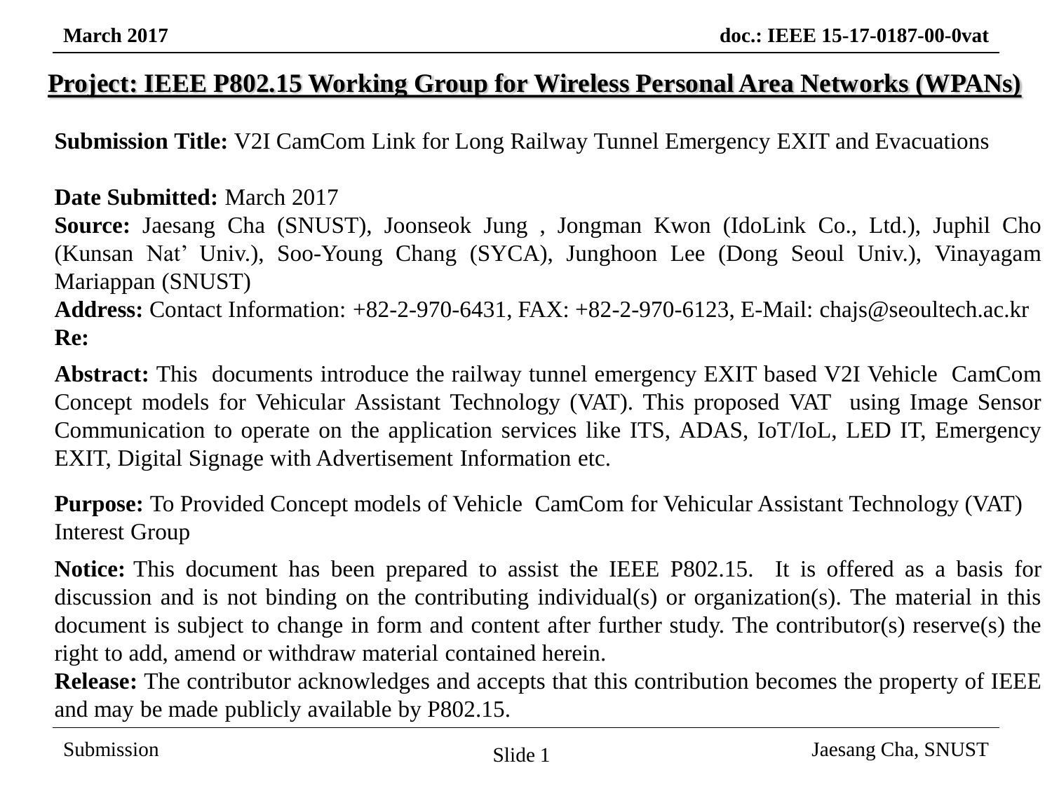## Project: IEEE P802.15 Working Group for Wireless Personal Area Networks (WPANs)

**Submission Title:** V2I CamCom Link for Long Railway Tunnel Emergency EXIT and Evacuations

**Date Submitted:** March 2017
**Source:** Jaesang Cha (SNUST), Joonseok Jung , Jongman Kwon (IdoLink Co., Ltd.), Juphil Cho (Kunsan Nat' Univ.), Soo-Young Chang (SYCA), Junghoon Lee (Dong Seoul Univ.), Vinayagam Mariappan (SNUST)
**Address:** Contact Information: +82-2-970-6431, FAX: +82-2-970-6123, E-Mail: chajs@seoultech.ac.kr
**Re:**

**Abstract:** This documents introduce the railway tunnel emergency EXIT based V2I Vehicle CamCom Concept models for Vehicular Assistant Technology (VAT). This proposed VAT using Image Sensor Communication to operate on the application services like ITS, ADAS, IoT/IoL, LED IT, Emergency EXIT, Digital Signage with Advertisement Information etc.

**Purpose:** To Provided Concept models of Vehicle CamCom for Vehicular Assistant Technology (VAT) Interest Group

**Notice:** This document has been prepared to assist the IEEE P802.15. It is offered as a basis for discussion and is not binding on the contributing individual(s) or organization(s). The material in this document is subject to change in form and content after further study. The contributor(s) reserve(s) the right to add, amend or withdraw material contained herein.
**Release:** The contributor acknowledges and accepts that this contribution becomes the property of IEEE and may be made publicly available by P802.15.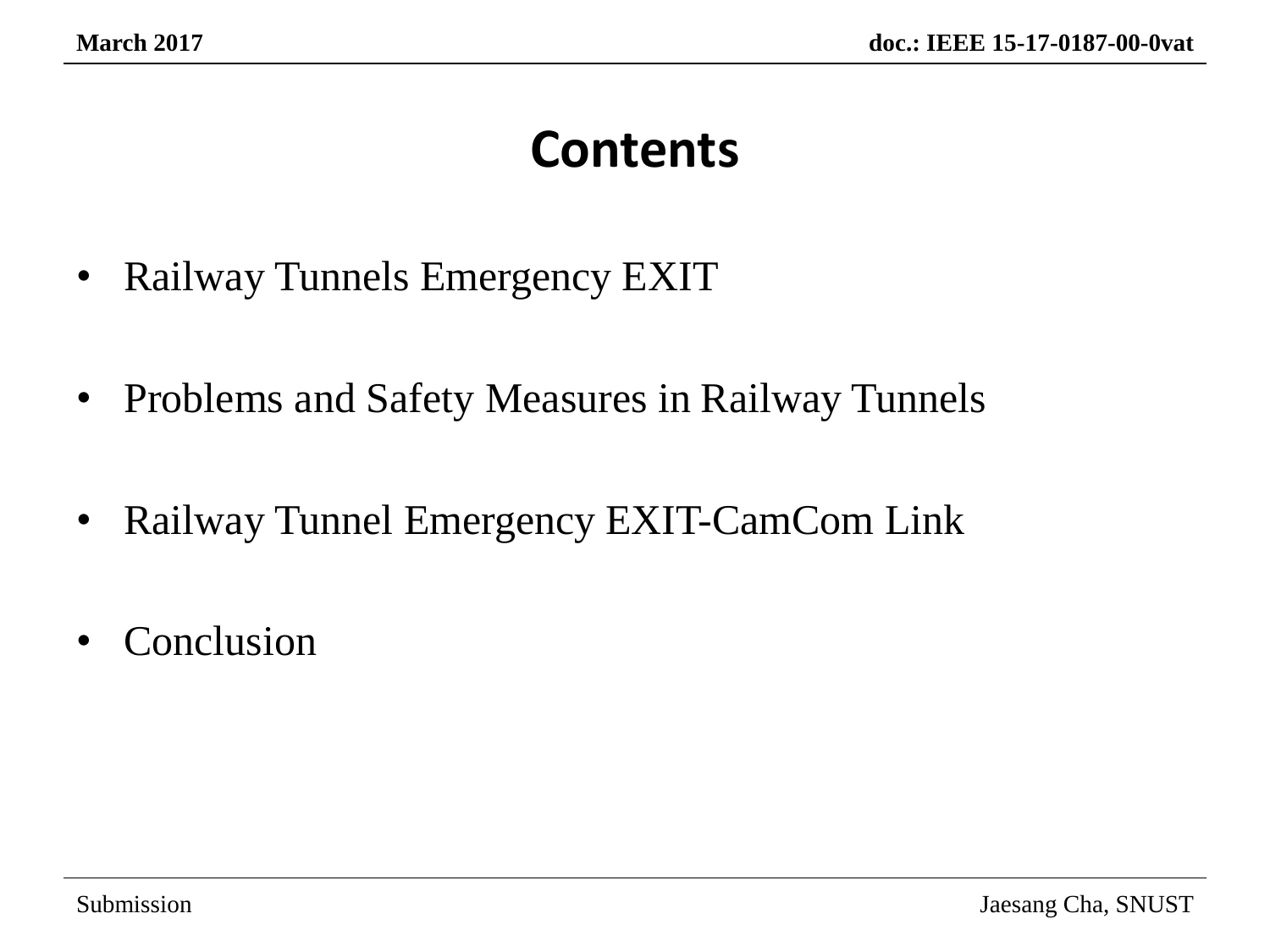# Contents

- Railway Tunnels Emergency EXIT
- Problems and Safety Measures in Railway Tunnels
- Railway Tunnel Emergency EXIT-CamCom Link
- Conclusion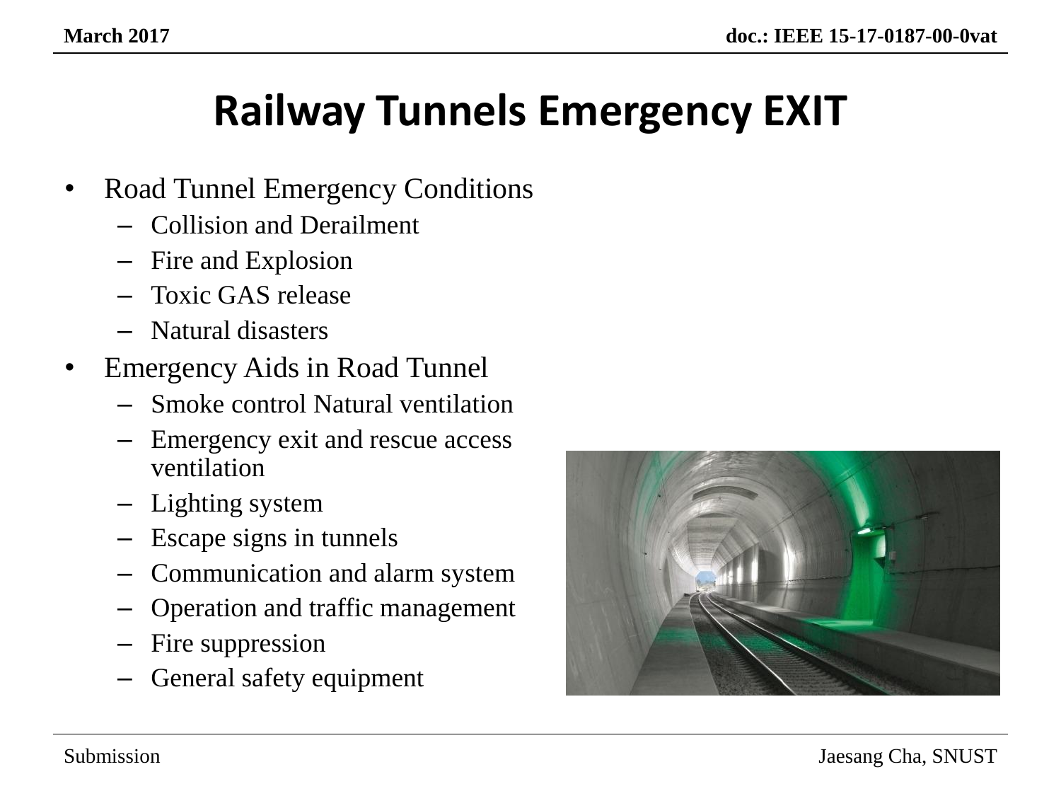# Railway Tunnels Emergency EXIT

- Road Tunnel Emergency Conditions
  - Collision and Derailment
  - Fire and Explosion
  - Toxic GAS release
  - Natural disasters
- Emergency Aids in Road Tunnel
  - Smoke control Natural ventilation
  - Emergency exit and rescue access ventilation
  - Lighting system
  - Escape signs in tunnels
  - Communication and alarm system
  - Operation and traffic management
  - Fire suppression
  - General safety equipment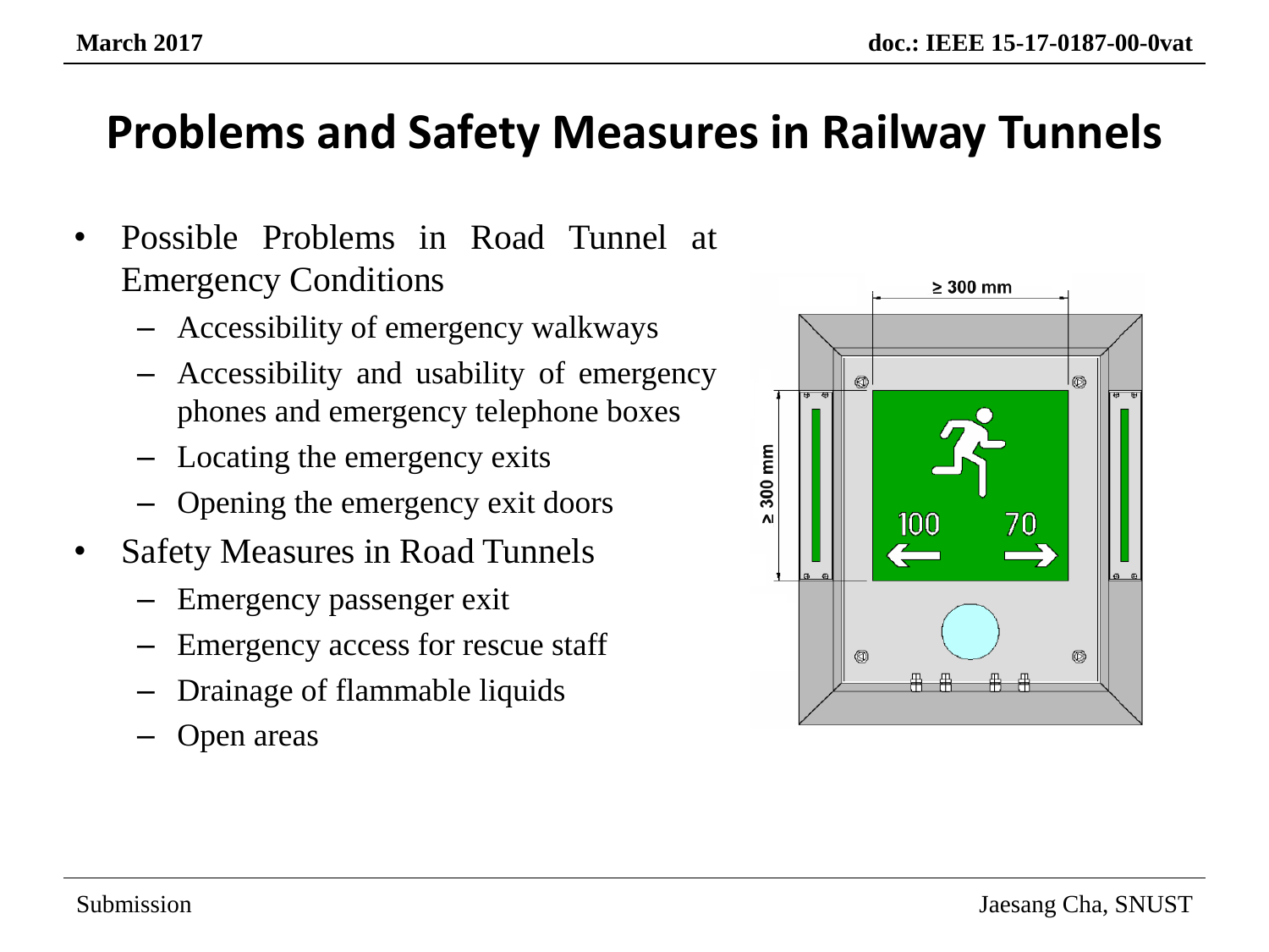# Problems and Safety Measures in Railway Tunnels

- Possible Problems in Road Tunnel at Emergency Conditions
  - Accessibility of emergency walkways
  - Accessibility and usability of emergency phones and emergency telephone boxes
  - Locating the emergency exits
  - Opening the emergency exit doors
- Safety Measures in Road Tunnels
  - Emergency passenger exit
  - Emergency access for rescue staff
  - Drainage of flammable liquids
  - Open areas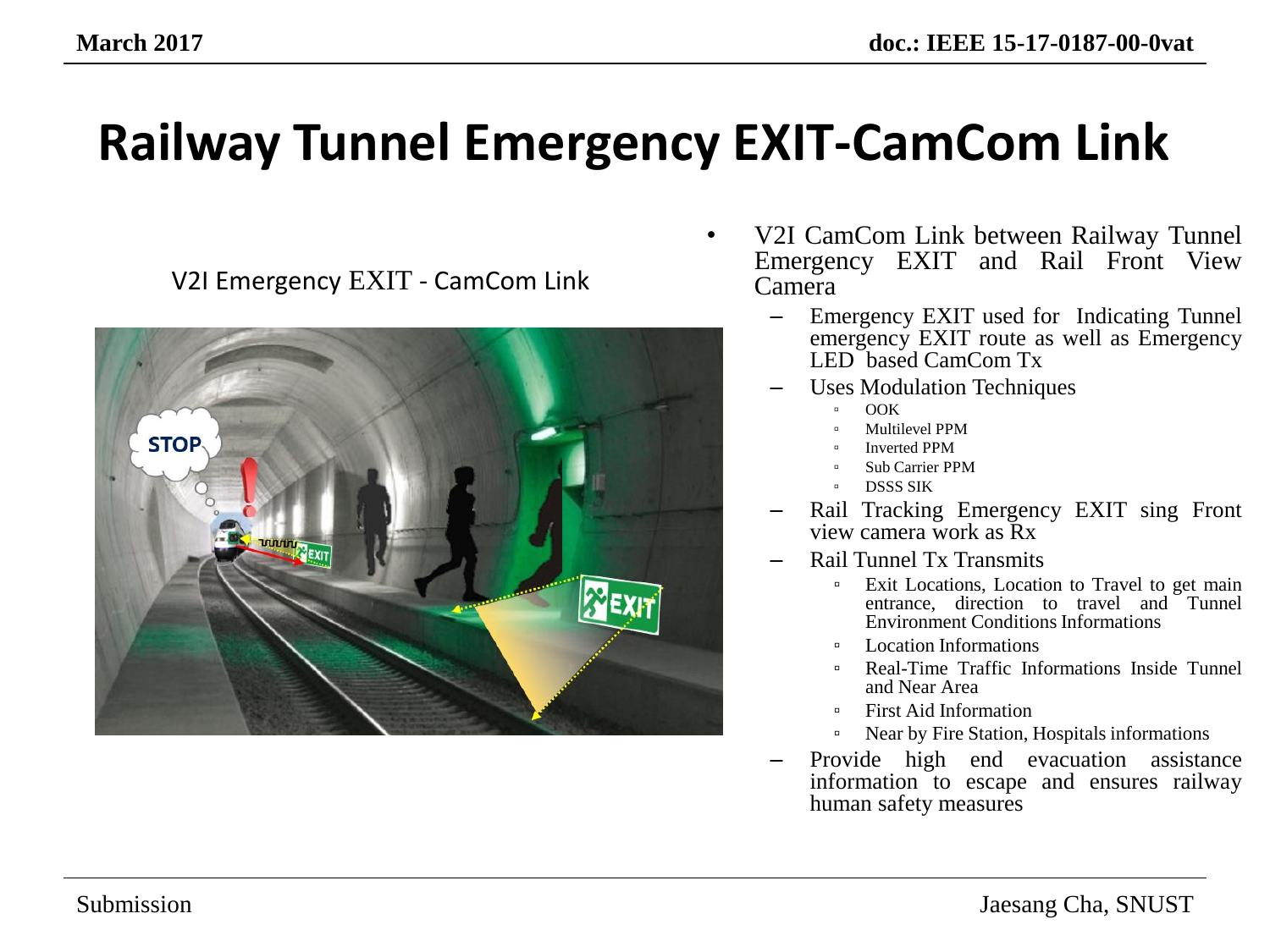# Railway Tunnel Emergency EXIT-CamCom Link

V2I Emergency EXIT - CamCom Link

- V2I CamCom Link between Railway Tunnel Emergency EXIT and Rail Front View Camera
  - Emergency EXIT used for Indicating Tunnel emergency EXIT route as well as Emergency LED based CamCom Tx
  - Uses Modulation Techniques
    - OOK
    - Multilevel PPM
    - Inverted PPM
    - Sub Carrier PPM
    - DSSS SIK
  - Rail Tracking Emergency EXIT sing Front view camera work as Rx
  - Rail Tunnel Tx Transmits
    - Exit Locations, Location to Travel to get main entrance, direction to travel and Tunnel Environment Conditions Informations
    - Location Informations
    - Real-Time Traffic Informations Inside Tunnel and Near Area
    - First Aid Information
    - Near by Fire Station, Hospitals informations
  - Provide high end evacuation assistance information to escape and ensures railway human safety measures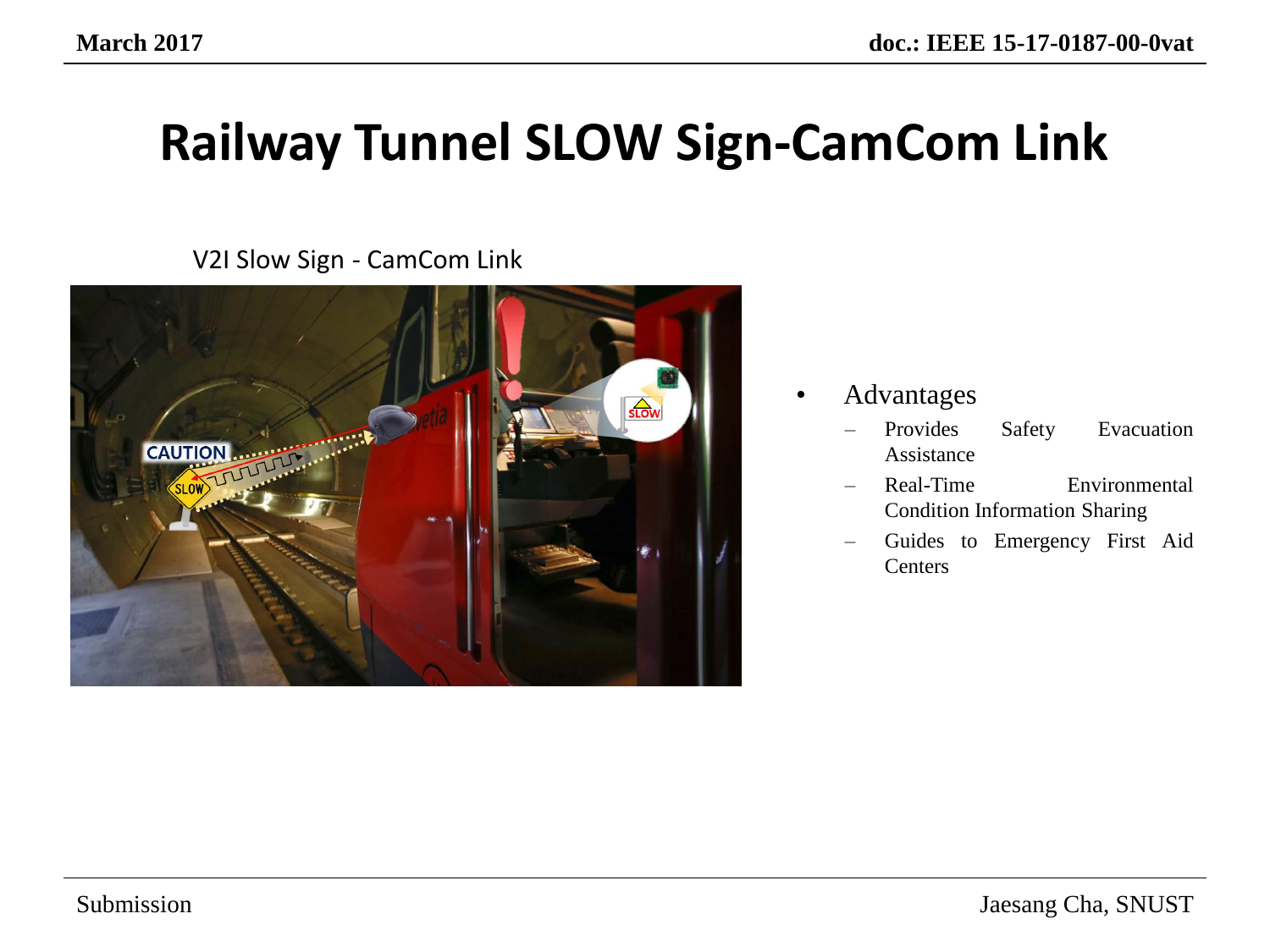# Railway Tunnel SLOW Sign-CamCom Link

V2I Slow Sign - CamCom Link

- Advantages
  - Provides Safety Evacuation Assistance
  - Real-Time Environmental Condition Information Sharing
  - Guides to Emergency First Aid Centers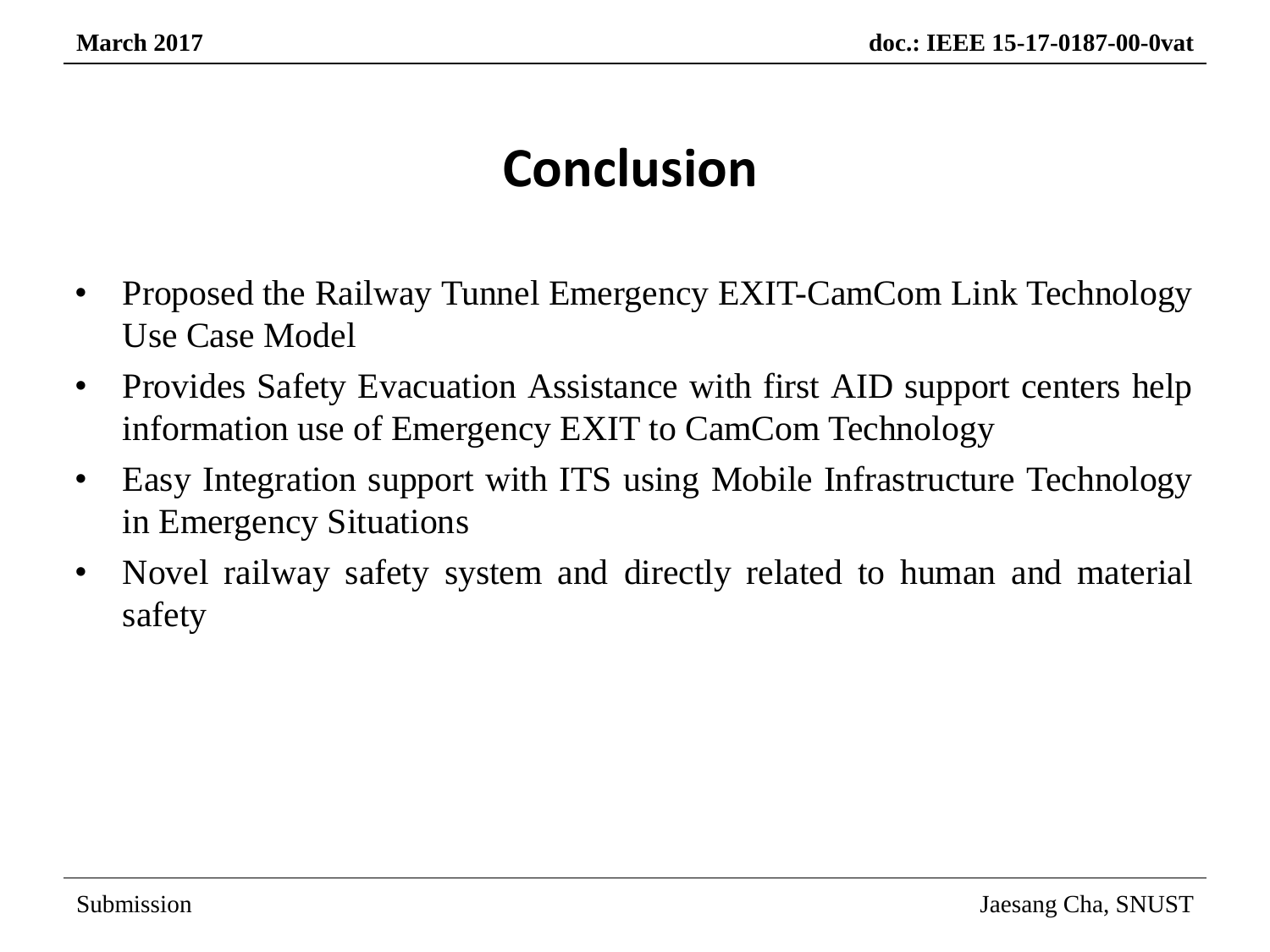# Conclusion

- Proposed the Railway Tunnel Emergency EXIT-CamCom Link Technology Use Case Model
- Provides Safety Evacuation Assistance with first AID support centers help information use of Emergency EXIT to CamCom Technology
- Easy Integration support with ITS using Mobile Infrastructure Technology in Emergency Situations
- Novel railway safety system and directly related to human and material safety